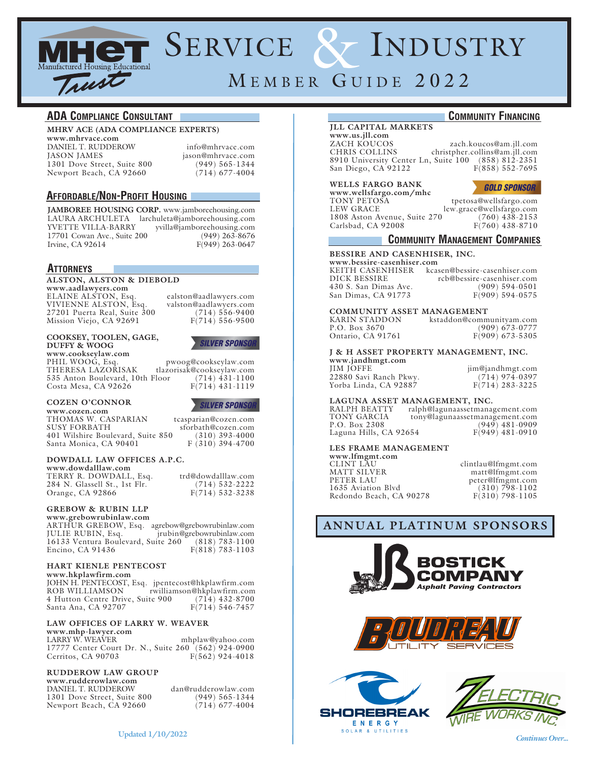# MHET Manufactured Housing Educational Trust

# Service & Industry Member Guide 2022

## ADA Compliance Consultant

**MHRV ACE (ADA COMPLIANCE EXPERTS)**
**www.mhrvace.com**
DANIEL T. RUDDEROW — info@mhrvace.com
JASON JAMES — jason@mhrvace.com
1301 Dove Street, Suite 800 — (949) 565-1344
Newport Beach, CA 92660 — (714) 677-4004

## Affordable/Non-Profit Housing

**JAMBOREE HOUSING CORP.** www.jamboreehousing.com
LAURA ARCHULETA — larchuleta@jamboreehousing.com
YVETTE VILLA-BARRY — yvilla@jamboreehousing.com
17701 Cowan Ave., Suite 200 — (949) 263-8676
Irvine, CA 92614 — F(949) 263-0647

## Attorneys

**ALSTON, ALSTON & DIEBOLD**
**www.aadlawyers.com**
ELAINE ALSTON, Esq. — ealston@aadlawyers.com
VIVIENNE ALSTON, Esq. — valston@aadlawyers.com
27201 Puerta Real, Suite 300 — (714) 556-9400
Mission Viejo, CA 92691 — F(714) 556-9500

**COOKSEY, TOOLEN, GAGE, DUFFY & WOOG** — *SILVER SPONSOR*
**www.cookseylaw.com**
PHIL WOOG, Esq. — pwoog@cookseylaw.com
THERESA LAZORISAK — tlazorisak@cookseylaw.com
535 Anton Boulevard, 10th Floor — (714) 431-1100
Costa Mesa, CA 92626 — F(714) 431-1119

**COZEN O'CONNOR** — *SILVER SPONSOR*
**www.cozen.com**
THOMAS W. CASPARIAN — tcasparian@cozen.com
SUSY FORBATH — sforbath@cozen.com
401 Wilshire Boulevard, Suite 850 — (310) 393-4000
Santa Monica, CA 90401 — F (310) 394-4700

**DOWDALL LAW OFFICES A.P.C.**
**www.dowdalllaw.com**
TERRY R. DOWDALL, Esq. — trd@dowdalllaw.com
284 N. Glassell St., 1st Flr. — (714) 532-2222
Orange, CA 92866 — F(714) 532-3238

**GREBOW & RUBIN LLP**
**www.grebowrubinlaw.com**
ARTHUR GREBOW, Esq. — agrebow@grebowrubinlaw.com
JULIE RUBIN, Esq. — jrubin@grebowrubinlaw.com
16133 Ventura Boulevard, Suite 260 — (818) 783-1100
Encino, CA 91436 — F(818) 783-1103

**HART KIENLE PENTECOST**
**www.hkplawfirm.com**
JOHN H. PENTECOST, Esq. — jpentecost@hkplawfirm.com
ROB WILLIAMSON — rwilliamson@hkplawfirm.com
4 Hutton Centre Drive, Suite 900 — (714) 432-8700
Santa Ana, CA 92707 — F(714) 546-7457

**LAW OFFICES OF LARRY W. WEAVER**
**www.mhp-lawyer.com**
LARRY W. WEAVER — mhplaw@yahoo.com
17777 Center Court Dr. N., Suite 260 — (562) 924-0900
Cerritos, CA 90703 — F(562) 924-4018

**RUDDEROW LAW GROUP**
**www.rudderowlaw.com**
DANIEL T. RUDDEROW — dan@rudderowlaw.com
1301 Dove Street, Suite 800 — (949) 565-1344
Newport Beach, CA 92660 — (714) 677-4004

## Community Financing

**JLL CAPITAL MARKETS**
**www.us.jll.com**
ZACH KOUCOS — zach.koucos@am.jll.com
CHRIS COLLINS — christpher.collins@am.jll.com
8910 University Center Ln, Suite 100 — (858) 812-2351
San Diego, CA 92122 — F(858) 552-7695

**WELLS FARGO BANK** — *GOLD SPONSOR*
**www.wellsfargo.com/mhc**
TONY PETOSA — tpetosa@wellsfargo.com
LEW GRACE — lew.grace@wellsfargo.com
1808 Aston Avenue, Suite 270 — (760) 438-2153
Carlsbad, CA 92008 — F(760) 438-8710

## Community Management Companies

**BESSIRE AND CASENHISER, INC.**
**www.bessire-casenhiser.com**
KEITH CASENHISER — kcasen@bessire-casenhiser.com
DICK BESSIRE — rcb@bessire-casenhiser.com
430 S. San Dimas Ave. — (909) 594-0501
San Dimas, CA 91773 — F(909) 594-0575

**COMMUNITY ASSET MANAGEMENT**
KARIN STADDON — kstaddon@communityam.com
P.O. Box 3670 — (909) 673-0777
Ontario, CA 91761 — F(909) 673-5305

**J & H ASSET PROPERTY MANAGEMENT, INC.**
**www.jandhmgt.com**
JIM JOFFE — jim@jandhmgt.com
22880 Savi Ranch Pkwy. — (714) 974-0397
Yorba Linda, CA 92887 — F(714) 283-3225

**LAGUNA ASSET MANAGEMENT, INC.**
RALPH BEATTY — ralph@lagunaassetmanagement.com
TONY GARCIA — tony@lagunaassetmanagement.com
P.O. Box 2308 — (949) 481-0909
Laguna Hills, CA 92654 — F(949) 481-0910

**LES FRAME MANAGEMENT**
**www.lfmgmt.com**
CLINT LAU — clintlau@lfmgmt.com
MATT SILVER — matt@lfmgmt.com
PETER LAU — peter@lfmgmt.com
1635 Aviation Blvd — (310) 798-1102
Redondo Beach, CA 90278 — F(310) 798-1105

## Annual Platinum Sponsors

BOSTICK COMPANY — Asphalt Paving Contractors

BOUDREAU UTILITY SERVICES

SHOREBREAK ENERGY — SOLAR & UTILITIES

Z ELECTRIC WIRE WORKS INC.

Updated 1/10/2022

*Continues Over...*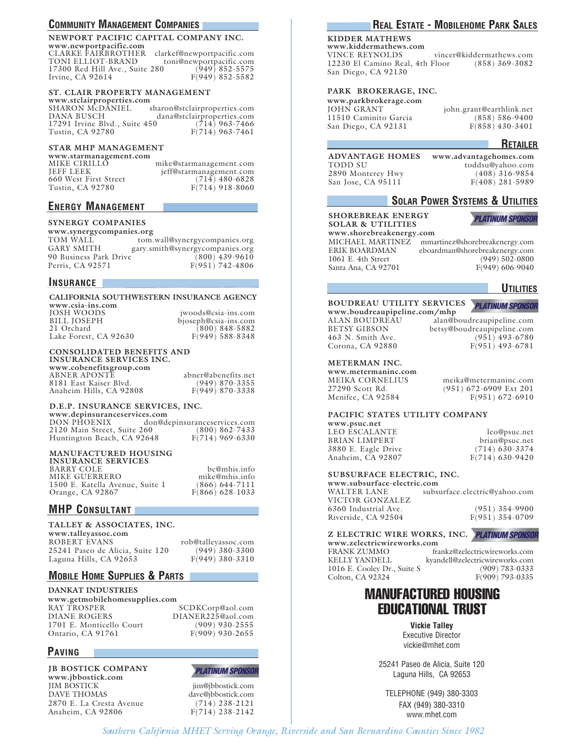## Community Management Companies

**NEWPORT PACIFIC CAPITAL COMPANY INC.**
**www.newportpacific.com**
CLARKE FAIRBROTHER clarkef@newportpacific.com
TONI ELLIOT-BRAND toni@newportpacific.com
17300 Red Hill Ave., Suite 280 (949) 852-5575
Irvine, CA 92614 F(949) 852-5582

**ST. CLAIR PROPERTY MANAGEMENT**
**www.stclairproperties.com**
SHARON McDANIEL sharon@stclairproperties.com
DANA BUSCH dana@stclairproperties.com
17291 Irvine Blvd., Suite 450 (714) 963-7466
Tustin, CA 92780 F(714) 963-7461

**STAR MHP MANAGEMENT**
**www.starmanagement.com**
MIKE CIRILLO mike@starmanagement.com
JEFF LEEK jeff@starmanagement.com
660 West First Street (714) 480-6828
Tustin, CA 92780 F(714) 918-8060

## Energy Management

**SYNERGY COMPANIES**
**www.synergycompanies.org**
TOM WALL tom.wall@synergycompanies.org
GARY SMITH gary.smith@synergycompanies.org
90 Business Park Drive (800) 439-9610
Perris, CA 92571 F(951) 742-4806

## Insurance

**CALIFORNIA SOUTHWESTERN INSURANCE AGENCY**
**www.csia-ins.com**
JOSH WOODS jwoods@csia-ins.com
BILL JOSEPH bjoseph@csia-ins.com
21 Orchard (800) 848-5882
Lake Forest, CA 92630 F(949) 588-8348

**CONSOLIDATED BENEFITS AND INSURANCE SERVICES INC.**
**www.cobenefitsgroup.com**
ABNER APONTE abner@abenefits.net
8181 East Kaiser Blvd. (949) 870-3355
Anaheim Hills, CA 92808 F(949) 870-3338

**D.E.P. INSURANCE SERVICES, INC.**
**www.depinsuranceservices.com**
DON PHOENIX don@depinsuranceservices.com
2120 Main Street, Suite 260 (800) 862-7433
Huntington Beach, CA 92648 F(714) 969-6330

**MANUFACTURED HOUSING INSURANCE SERVICES**
BARRY COLE bc@mhis.info
MIKE GUERRERO mike@mhis.info
1500 E. Katella Avenue, Suite 1 (866) 644-7111
Orange, CA 92867 F(866) 628-1033

## MHP Consultant

**TALLEY & ASSOCIATES, INC.**
**www.talleyassoc.com**
ROBERT EVANS rob@talleyassoc.com
25241 Paseo de Alicia, Suite 120 (949) 380-3300
Laguna Hills, CA 92653 F(949) 380-3310

## Mobile Home Supplies & Parts

**DANKAT INDUSTRIES**
**www.getmobilehomesupplies.com**
RAY TROSPER SCDKCorp@aol.com
DIANE ROGERS DIANER225@aol.com
1701 E. Monticello Court (909) 930-2555
Ontario, CA 91761 F(909) 930-2655

## Paving

**JB BOSTICK COMPANY** *PLATINUM SPONSOR*
**www.jbbostick.com**
JIM BOSTICK jim@jbbostick.com
DAVE THOMAS dave@jbbostick.com
2870 E. La Cresta Avenue (714) 238-2121
Anaheim, CA 92806 F(714) 238-2142

## Real Estate - Mobilehome Park Sales

**KIDDER MATHEWS**
**www.kiddermathews.com**
VINCE REYNOLDS vincer@kiddermathews.com
12230 El Camino Real, 4th Floor (858) 369-3082
San Diego, CA 92130

**PARK BROKERAGE, INC.**
**www.parkbrokerage.com**
JOHN GRANT john.grant@earthlink.net
11510 Caminito Garcia (858) 586-9400
San Diego, CA 92131 F(858) 430-3401

## Retailer

**ADVANTAGE HOMES** **www.advantagehomes.com**
TODD SU toddsu@yahoo.com
2890 Monterey Hwy (408) 316-9854
San Jose, CA 95111 F(408) 281-5989

## Solar Power Systems & Utilities

**SHOREBREAK ENERGY SOLAR & UTILITIES** *PLATINUM SPONSOR*
**www.shorebreakenergy.com**
MICHAEL MARTINEZ mmartinez@shorebreakenergy.com
ERIK BOARDMAN eboardman@shorebreakenergy.com
1061 E. 4th Street (949) 502-0800
Santa Ana, CA 92701 F(949) 606-9040

## Utilities

**BOUDREAU UTILITY SERVICES** *PLATINUM SPONSOR*
**www.boudreaupipeline.com/mhp**
ALAN BOUDREAU alan@boudreaupipeline.com
BETSY GIBSON betsy@boudreaupipeline.com
463 N. Smith Ave. (951) 493-6780
Corona, CA 92880 F(951) 493-6781

**METERMAN INC.**
**www.metermaninc.com**
MEIKA CORNELIUS meika@metermaninc.com
27290 Scott Rd. (951) 672-6909 Ext 201
Menifee, CA 92584 F(951) 672-6910

**PACIFIC STATES UTILITY COMPANY**
**www.psuc.net**
LEO ESCALANTE leo@psuc.net
BRIAN LIMPERT brian@psuc.net
3880 E. Eagle Drive (714) 630-3374
Anaheim, CA 92807 F(714) 630-9420

**SUBSURFACE ELECTRIC, INC.**
**www.subsurface-electric.com**
WALTER LANE subsurface.electric@yahoo.com
VICTOR GONZALEZ
6360 Industrial Ave. (951) 354-9900
Riverside, CA 92504 F(951) 354-0709

**Z ELECTRIC WIRE WORKS, INC.** *PLATINUM SPONSOR*
**www.zelectricwireworks.com**
FRANK ZUMMO frankz@zelectricwireworks.com
KELLY YANDELL kyandell@zelectricwireworks.com
1016 E. Cooley Dr., Suite S (909) 783-0333
Colton, CA 92324 F(909) 793-0335

## MANUFACTURED HOUSING EDUCATIONAL TRUST

**Vickie Talley**
Executive Director
vickie@mhet.com

25241 Paseo de Alicia, Suite 120
Laguna Hills, CA 92653

TELEPHONE (949) 380-3303
FAX (949) 380-3310
www.mhet.com

*Southern California MHET Serving Orange, Riverside and San Bernardino Counties Since 1982*